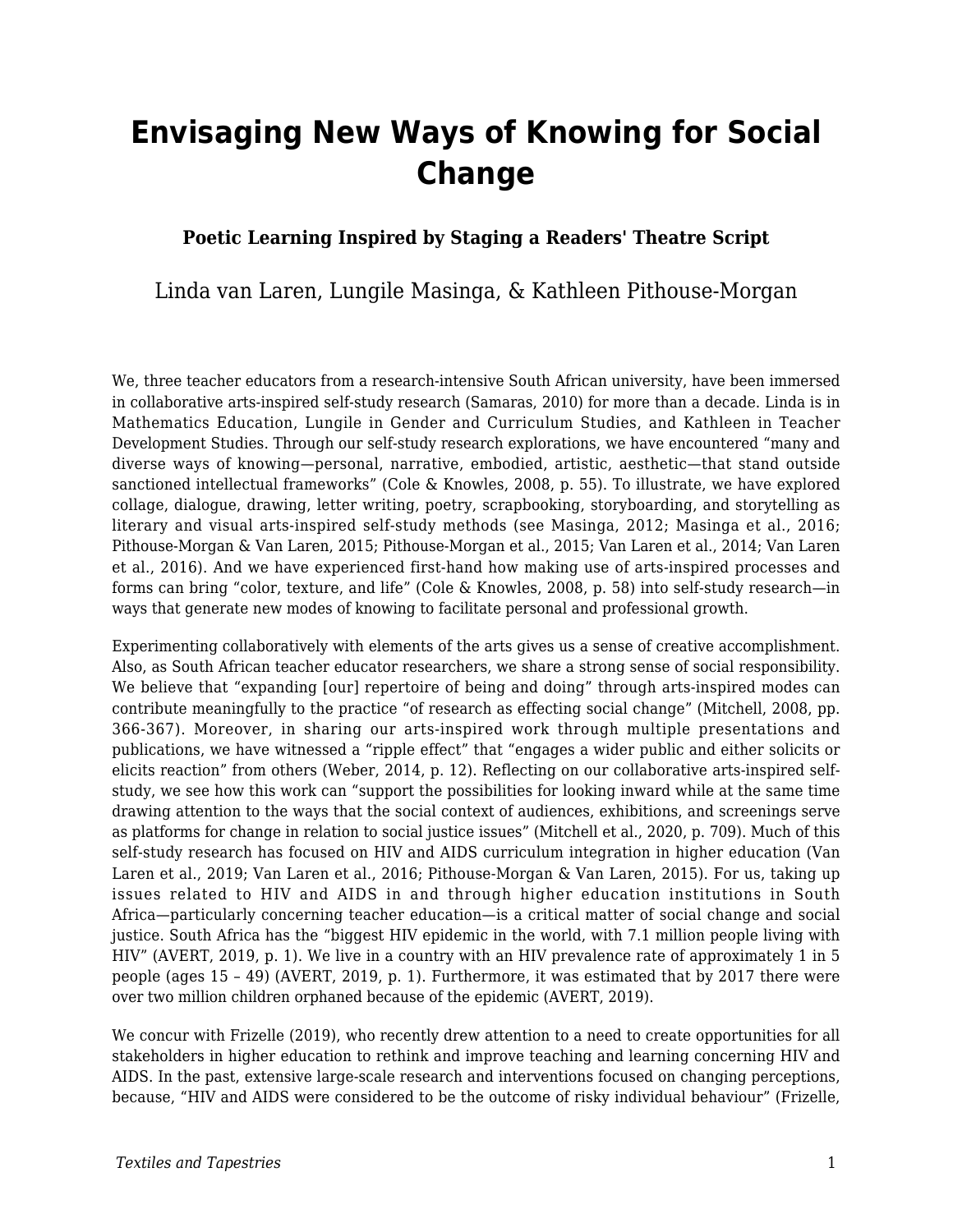# Envisaging New Ways of Knowing for Social Change

### Poetic Learning Inspired by Staging a Readers' Theatre Script

Linda van Laren, Lungile Masinga, & Kathleen Pithouse-Morgan

We, three teacher educators from a research-intensive South African university, have been immersed in collaborative arts-inspired self-study research (Samaras, 2010) for more than a decade. Linda is in Mathematics Education, Lungile in Gender and Curriculum Studies, and Kathleen in Teacher Development Studies. Through our self-study research explorations, we have encountered "many and diverse ways of knowing—personal, narrative, embodied, artistic, aesthetic—that stand outside sanctioned intellectual frameworks" (Cole & Knowles, 2008, p. 55). To illustrate, we have explored collage, dialogue, drawing, letter writing, poetry, scrapbooking, storyboarding, and storytelling as literary and visual arts-inspired self-study methods (see Masinga, 2012; Masinga et al., 2016; Pithouse-Morgan & Van Laren, 2015; Pithouse-Morgan et al., 2015; Van Laren et al., 2014; Van Laren et al., 2016). And we have experienced first-hand how making use of arts-inspired processes and forms can bring "color, texture, and life" (Cole & Knowles, 2008, p. 58) into self-study research—in ways that generate new modes of knowing to facilitate personal and professional growth.

Experimenting collaboratively with elements of the arts gives us a sense of creative accomplishment. Also, as South African teacher educator researchers, we share a strong sense of social responsibility. We believe that "expanding [our] repertoire of being and doing" through arts-inspired modes can contribute meaningfully to the practice "of research as effecting social change" (Mitchell, 2008, pp. 366-367). Moreover, in sharing our arts-inspired work through multiple presentations and publications, we have witnessed a "ripple effect" that "engages a wider public and either solicits or elicits reaction" from others (Weber, 2014, p. 12). Reflecting on our collaborative arts-inspired self-study, we see how this work can "support the possibilities for looking inward while at the same time drawing attention to the ways that the social context of audiences, exhibitions, and screenings serve as platforms for change in relation to social justice issues" (Mitchell et al., 2020, p. 709). Much of this self-study research has focused on HIV and AIDS curriculum integration in higher education (Van Laren et al., 2019; Van Laren et al., 2016; Pithouse-Morgan & Van Laren, 2015). For us, taking up issues related to HIV and AIDS in and through higher education institutions in South Africa—particularly concerning teacher education—is a critical matter of social change and social justice. South Africa has the "biggest HIV epidemic in the world, with 7.1 million people living with HIV" (AVERT, 2019, p. 1). We live in a country with an HIV prevalence rate of approximately 1 in 5 people (ages 15 – 49) (AVERT, 2019, p. 1). Furthermore, it was estimated that by 2017 there were over two million children orphaned because of the epidemic (AVERT, 2019).

We concur with Frizelle (2019), who recently drew attention to a need to create opportunities for all stakeholders in higher education to rethink and improve teaching and learning concerning HIV and AIDS. In the past, extensive large-scale research and interventions focused on changing perceptions, because, "HIV and AIDS were considered to be the outcome of risky individual behaviour" (Frizelle,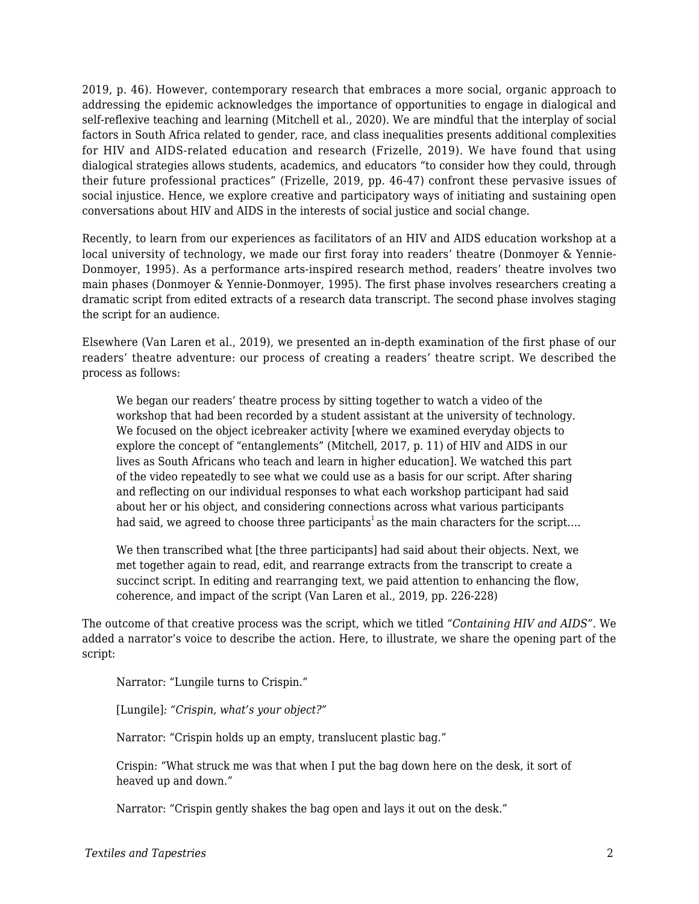2019, p. 46). However, contemporary research that embraces a more social, organic approach to addressing the epidemic acknowledges the importance of opportunities to engage in dialogical and self-reflexive teaching and learning (Mitchell et al., 2020). We are mindful that the interplay of social factors in South Africa related to gender, race, and class inequalities presents additional complexities for HIV and AIDS-related education and research (Frizelle, 2019). We have found that using dialogical strategies allows students, academics, and educators "to consider how they could, through their future professional practices" (Frizelle, 2019, pp. 46-47) confront these pervasive issues of social injustice. Hence, we explore creative and participatory ways of initiating and sustaining open conversations about HIV and AIDS in the interests of social justice and social change.

Recently, to learn from our experiences as facilitators of an HIV and AIDS education workshop at a local university of technology, we made our first foray into readers' theatre (Donmoyer & Yennie-Donmoyer, 1995). As a performance arts-inspired research method, readers' theatre involves two main phases (Donmoyer & Yennie-Donmoyer, 1995). The first phase involves researchers creating a dramatic script from edited extracts of a research data transcript. The second phase involves staging the script for an audience.

Elsewhere (Van Laren et al., 2019), we presented an in-depth examination of the first phase of our readers' theatre adventure: our process of creating a readers' theatre script. We described the process as follows:

> We began our readers' theatre process by sitting together to watch a video of the workshop that had been recorded by a student assistant at the university of technology. We focused on the object icebreaker activity [where we examined everyday objects to explore the concept of "entanglements" (Mitchell, 2017, p. 11) of HIV and AIDS in our lives as South Africans who teach and learn in higher education]. We watched this part of the video repeatedly to see what we could use as a basis for our script. After sharing and reflecting on our individual responses to what each workshop participant had said about her or his object, and considering connections across what various participants had said, we agreed to choose three participants[1] as the main characters for the script….
>
> We then transcribed what [the three participants] had said about their objects. Next, we met together again to read, edit, and rearrange extracts from the transcript to create a succinct script. In editing and rearranging text, we paid attention to enhancing the flow, coherence, and impact of the script (Van Laren et al., 2019, pp. 226-228)

The outcome of that creative process was the script, which we titled *"Containing HIV and AIDS"*. We added a narrator's voice to describe the action. Here, to illustrate, we share the opening part of the script:

> Narrator: "Lungile turns to Crispin."
>
> [Lungile]*: "Crispin, what's your object?"*
>
> Narrator: "Crispin holds up an empty, translucent plastic bag."
>
> Crispin: "What struck me was that when I put the bag down here on the desk, it sort of heaved up and down."
>
> Narrator: "Crispin gently shakes the bag open and lays it out on the desk."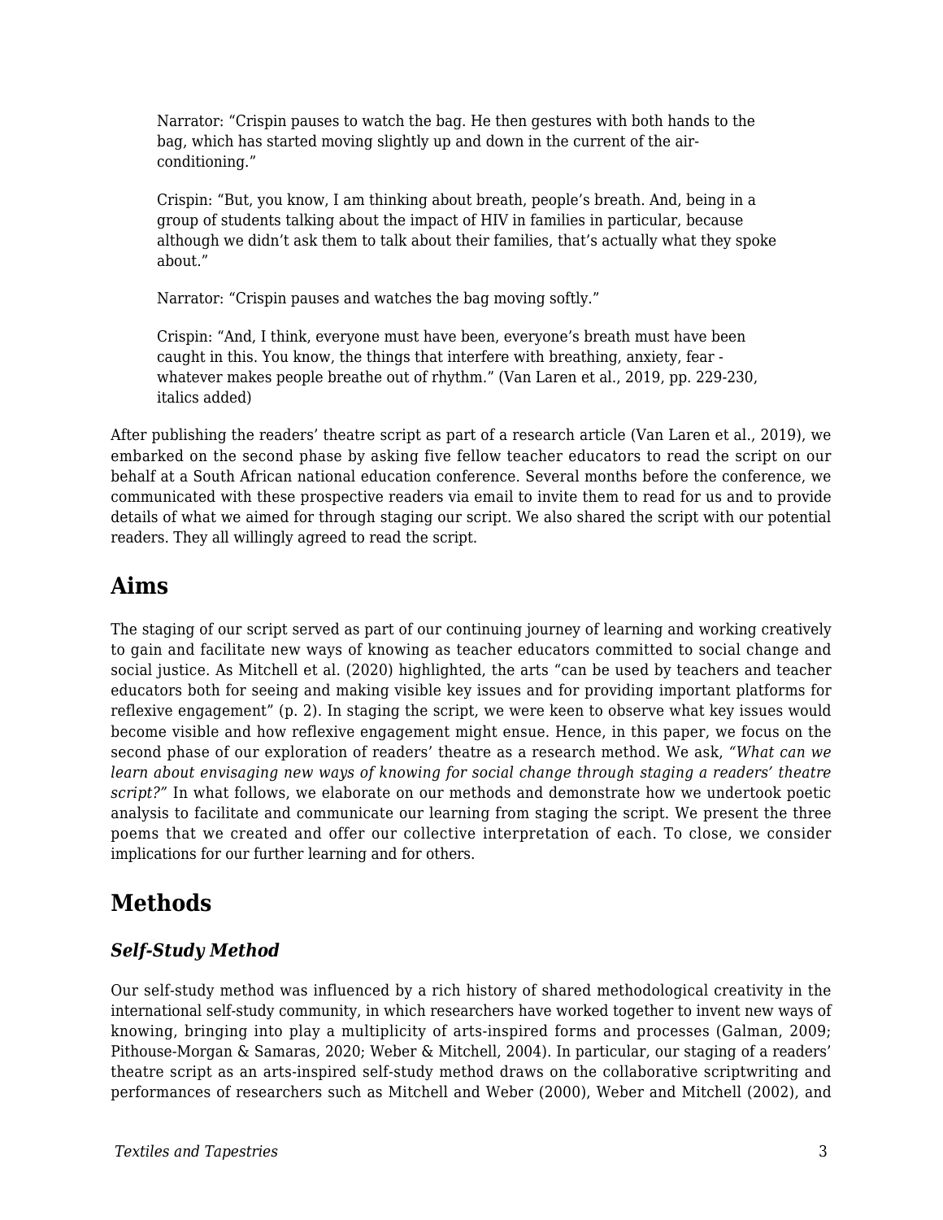> Narrator: "Crispin pauses to watch the bag. He then gestures with both hands to the bag, which has started moving slightly up and down in the current of the air-conditioning."
>
> Crispin: "But, you know, I am thinking about breath, people's breath. And, being in a group of students talking about the impact of HIV in families in particular, because although we didn't ask them to talk about their families, that's actually what they spoke about."
>
> Narrator: "Crispin pauses and watches the bag moving softly."
>
> Crispin: "And, I think, everyone must have been, everyone's breath must have been caught in this. You know, the things that interfere with breathing, anxiety, fear - whatever makes people breathe out of rhythm." (Van Laren et al., 2019, pp. 229-230, italics added)

After publishing the readers' theatre script as part of a research article (Van Laren et al., 2019), we embarked on the second phase by asking five fellow teacher educators to read the script on our behalf at a South African national education conference. Several months before the conference, we communicated with these prospective readers via email to invite them to read for us and to provide details of what we aimed for through staging our script. We also shared the script with our potential readers. They all willingly agreed to read the script.

## Aims

The staging of our script served as part of our continuing journey of learning and working creatively to gain and facilitate new ways of knowing as teacher educators committed to social change and social justice. As Mitchell et al. (2020) highlighted, the arts "can be used by teachers and teacher educators both for seeing and making visible key issues and for providing important platforms for reflexive engagement" (p. 2). In staging the script, we were keen to observe what key issues would become visible and how reflexive engagement might ensue. Hence, in this paper, we focus on the second phase of our exploration of readers' theatre as a research method. We ask, *"What can we learn about envisaging new ways of knowing for social change through staging a readers' theatre script?"* In what follows, we elaborate on our methods and demonstrate how we undertook poetic analysis to facilitate and communicate our learning from staging the script. We present the three poems that we created and offer our collective interpretation of each. To close, we consider implications for our further learning and for others.

## Methods

### *Self-Study Method*

Our self-study method was influenced by a rich history of shared methodological creativity in the international self-study community, in which researchers have worked together to invent new ways of knowing, bringing into play a multiplicity of arts-inspired forms and processes (Galman, 2009; Pithouse-Morgan & Samaras, 2020; Weber & Mitchell, 2004). In particular, our staging of a readers' theatre script as an arts-inspired self-study method draws on the collaborative scriptwriting and performances of researchers such as Mitchell and Weber (2000), Weber and Mitchell (2002), and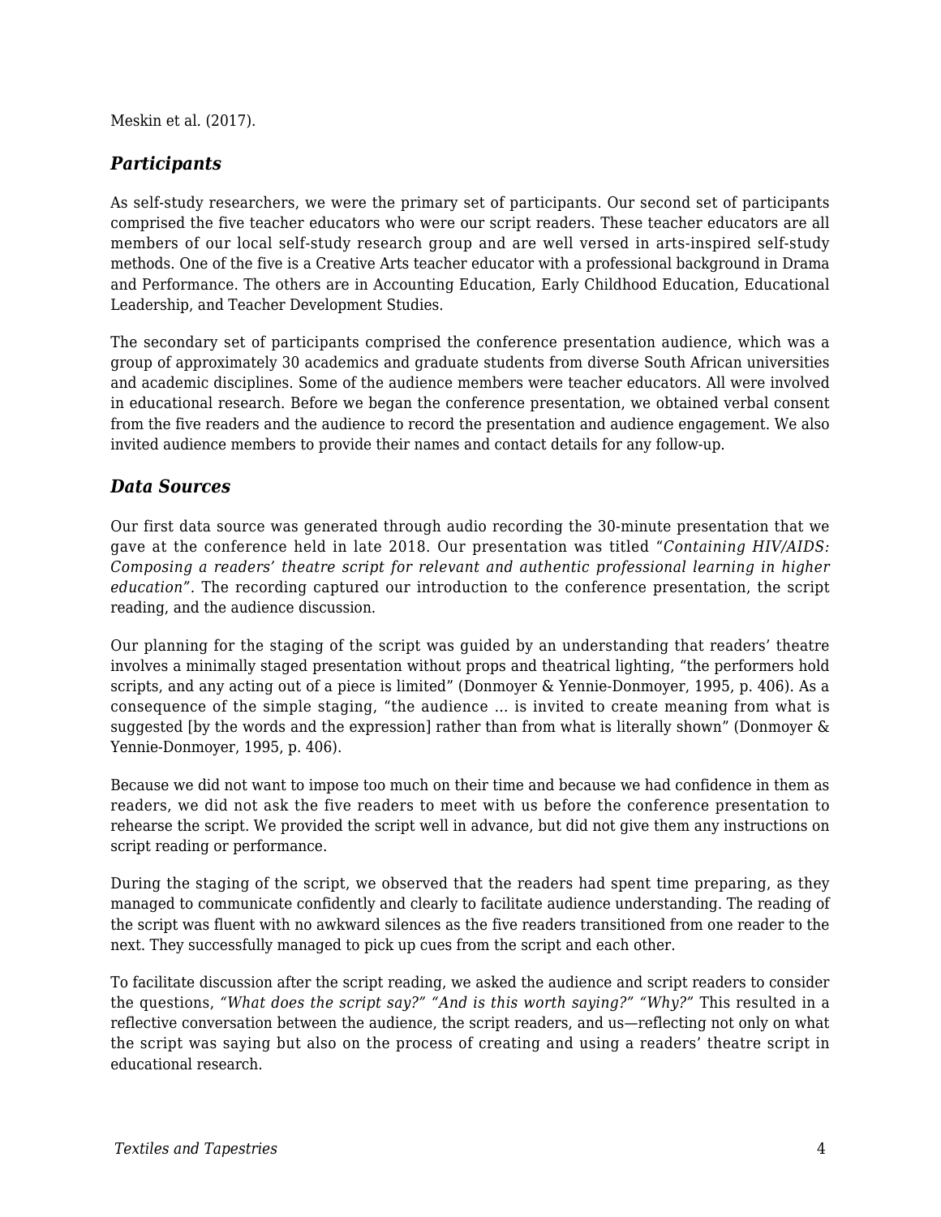Meskin et al. (2017).

### *Participants*

As self-study researchers, we were the primary set of participants. Our second set of participants comprised the five teacher educators who were our script readers. These teacher educators are all members of our local self-study research group and are well versed in arts-inspired self-study methods. One of the five is a Creative Arts teacher educator with a professional background in Drama and Performance. The others are in Accounting Education, Early Childhood Education, Educational Leadership, and Teacher Development Studies.

The secondary set of participants comprised the conference presentation audience, which was a group of approximately 30 academics and graduate students from diverse South African universities and academic disciplines. Some of the audience members were teacher educators. All were involved in educational research. Before we began the conference presentation, we obtained verbal consent from the five readers and the audience to record the presentation and audience engagement. We also invited audience members to provide their names and contact details for any follow-up.

### *Data Sources*

Our first data source was generated through audio recording the 30-minute presentation that we gave at the conference held in late 2018. Our presentation was titled *"Containing HIV/AIDS: Composing a readers' theatre script for relevant and authentic professional learning in higher education".* The recording captured our introduction to the conference presentation, the script reading, and the audience discussion.

Our planning for the staging of the script was guided by an understanding that readers' theatre involves a minimally staged presentation without props and theatrical lighting, "the performers hold scripts, and any acting out of a piece is limited" (Donmoyer & Yennie-Donmoyer, 1995, p. 406). As a consequence of the simple staging, "the audience … is invited to create meaning from what is suggested [by the words and the expression] rather than from what is literally shown" (Donmoyer & Yennie-Donmoyer, 1995, p. 406).

Because we did not want to impose too much on their time and because we had confidence in them as readers, we did not ask the five readers to meet with us before the conference presentation to rehearse the script. We provided the script well in advance, but did not give them any instructions on script reading or performance.

During the staging of the script, we observed that the readers had spent time preparing, as they managed to communicate confidently and clearly to facilitate audience understanding. The reading of the script was fluent with no awkward silences as the five readers transitioned from one reader to the next. They successfully managed to pick up cues from the script and each other.

To facilitate discussion after the script reading, we asked the audience and script readers to consider the questions, *"What does the script say?" "And is this worth saying?" "Why?"* This resulted in a reflective conversation between the audience, the script readers, and us—reflecting not only on what the script was saying but also on the process of creating and using a readers' theatre script in educational research.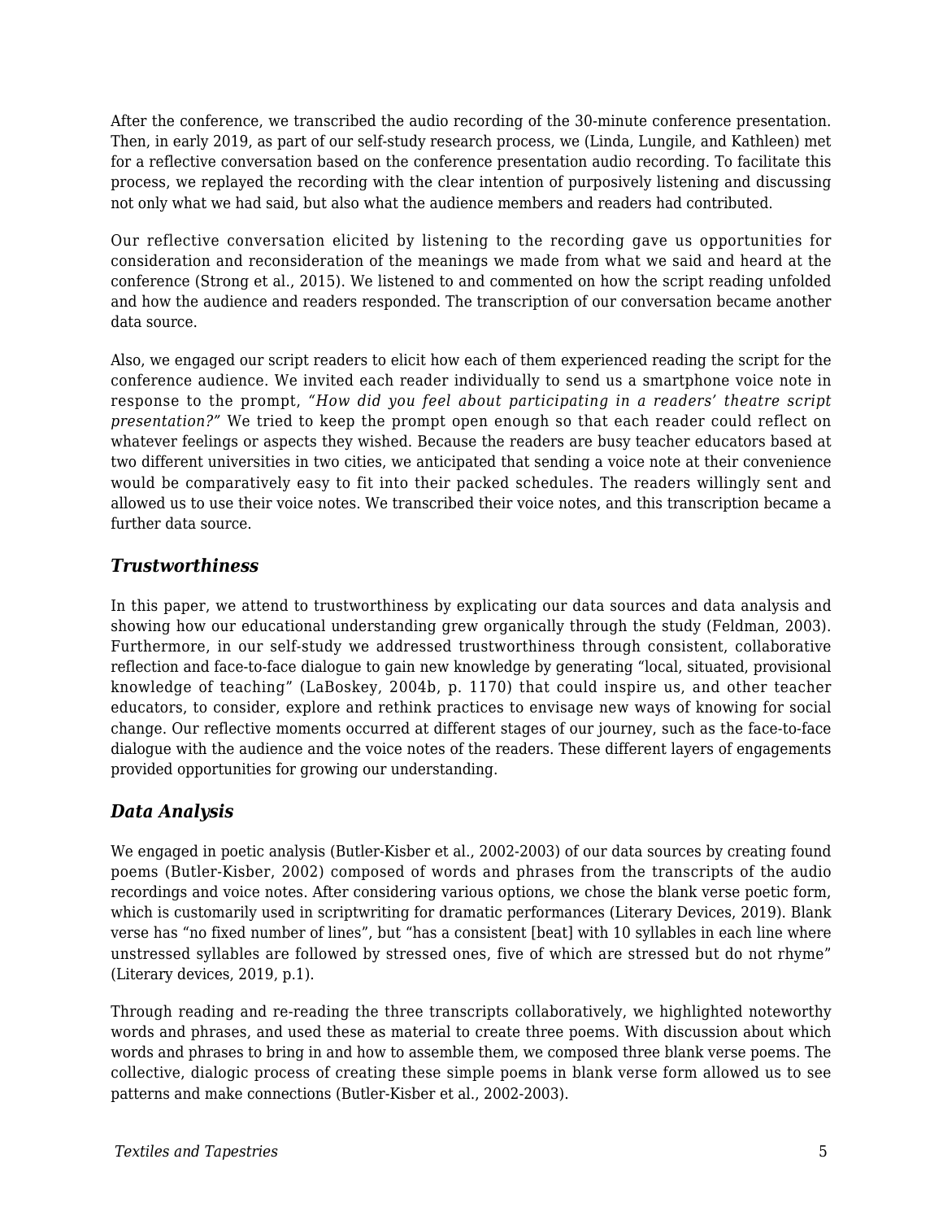After the conference, we transcribed the audio recording of the 30-minute conference presentation. Then, in early 2019, as part of our self-study research process, we (Linda, Lungile, and Kathleen) met for a reflective conversation based on the conference presentation audio recording. To facilitate this process, we replayed the recording with the clear intention of purposively listening and discussing not only what we had said, but also what the audience members and readers had contributed.

Our reflective conversation elicited by listening to the recording gave us opportunities for consideration and reconsideration of the meanings we made from what we said and heard at the conference (Strong et al., 2015). We listened to and commented on how the script reading unfolded and how the audience and readers responded. The transcription of our conversation became another data source.

Also, we engaged our script readers to elicit how each of them experienced reading the script for the conference audience. We invited each reader individually to send us a smartphone voice note in response to the prompt, *"How did you feel about participating in a readers' theatre script presentation?"* We tried to keep the prompt open enough so that each reader could reflect on whatever feelings or aspects they wished. Because the readers are busy teacher educators based at two different universities in two cities, we anticipated that sending a voice note at their convenience would be comparatively easy to fit into their packed schedules. The readers willingly sent and allowed us to use their voice notes. We transcribed their voice notes, and this transcription became a further data source.

### *Trustworthiness*

In this paper, we attend to trustworthiness by explicating our data sources and data analysis and showing how our educational understanding grew organically through the study (Feldman, 2003). Furthermore, in our self-study we addressed trustworthiness through consistent, collaborative reflection and face-to-face dialogue to gain new knowledge by generating "local, situated, provisional knowledge of teaching" (LaBoskey, 2004b, p. 1170) that could inspire us, and other teacher educators, to consider, explore and rethink practices to envisage new ways of knowing for social change. Our reflective moments occurred at different stages of our journey, such as the face-to-face dialogue with the audience and the voice notes of the readers. These different layers of engagements provided opportunities for growing our understanding.

### *Data Analysis*

We engaged in poetic analysis (Butler-Kisber et al., 2002-2003) of our data sources by creating found poems (Butler-Kisber, 2002) composed of words and phrases from the transcripts of the audio recordings and voice notes. After considering various options, we chose the blank verse poetic form, which is customarily used in scriptwriting for dramatic performances (Literary Devices, 2019). Blank verse has "no fixed number of lines", but "has a consistent [beat] with 10 syllables in each line where unstressed syllables are followed by stressed ones, five of which are stressed but do not rhyme" (Literary devices, 2019, p.1).

Through reading and re-reading the three transcripts collaboratively, we highlighted noteworthy words and phrases, and used these as material to create three poems. With discussion about which words and phrases to bring in and how to assemble them, we composed three blank verse poems. The collective, dialogic process of creating these simple poems in blank verse form allowed us to see patterns and make connections (Butler-Kisber et al., 2002-2003).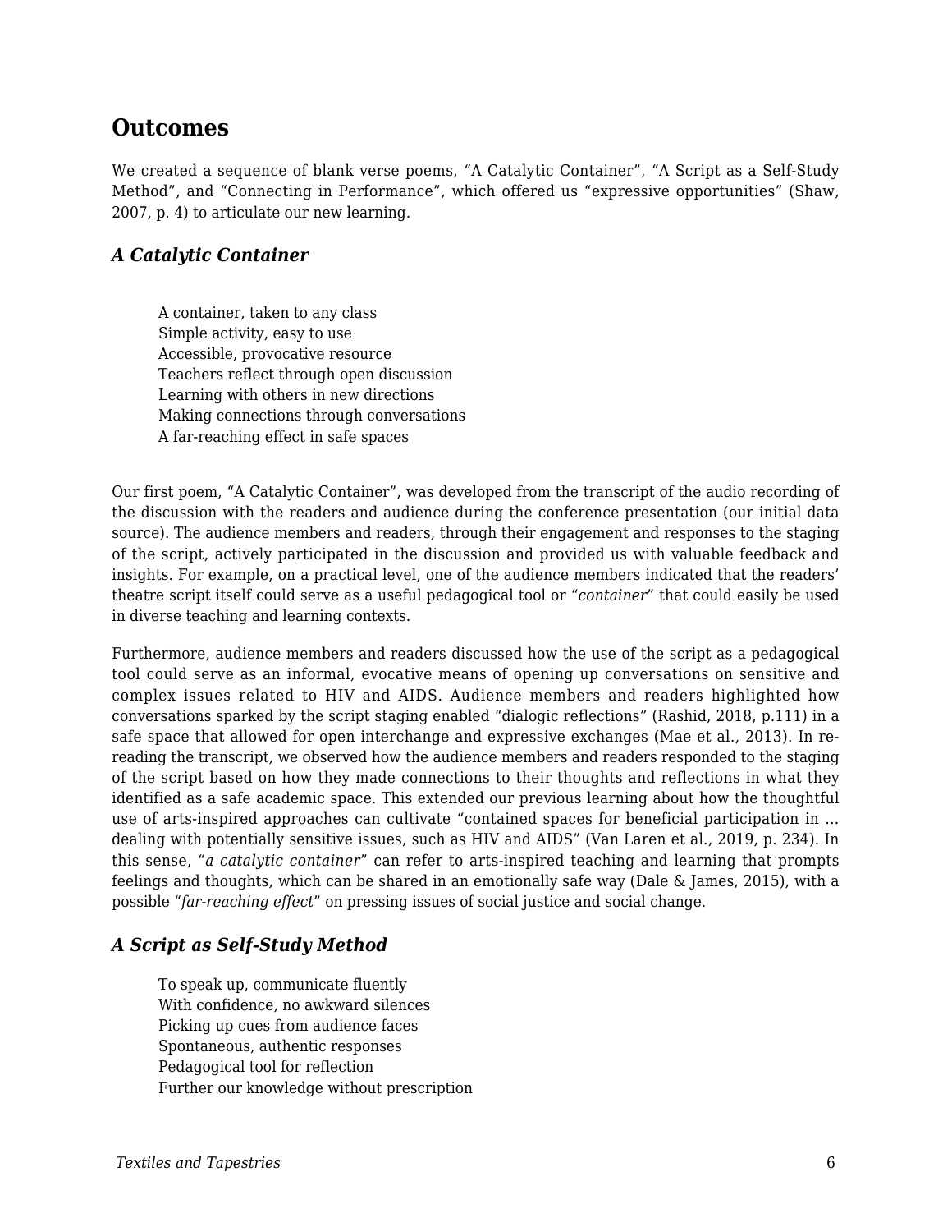## Outcomes

We created a sequence of blank verse poems, “A Catalytic Container”, “A Script as a Self-Study Method”, and “Connecting in Performance”, which offered us “expressive opportunities” (Shaw, 2007, p. 4) to articulate our new learning.

### *A Catalytic Container*

> A container, taken to any class  
> Simple activity, easy to use  
> Accessible, provocative resource  
> Teachers reflect through open discussion  
> Learning with others in new directions  
> Making connections through conversations  
> A far-reaching effect in safe spaces

Our first poem, “A Catalytic Container”, was developed from the transcript of the audio recording of the discussion with the readers and audience during the conference presentation (our initial data source). The audience members and readers, through their engagement and responses to the staging of the script, actively participated in the discussion and provided us with valuable feedback and insights. For example, on a practical level, one of the audience members indicated that the readers’ theatre script itself could serve as a useful pedagogical tool or “*container*” that could easily be used in diverse teaching and learning contexts.

Furthermore, audience members and readers discussed how the use of the script as a pedagogical tool could serve as an informal, evocative means of opening up conversations on sensitive and complex issues related to HIV and AIDS. Audience members and readers highlighted how conversations sparked by the script staging enabled “dialogic reflections” (Rashid, 2018, p.111) in a safe space that allowed for open interchange and expressive exchanges (Mae et al., 2013). In re-reading the transcript, we observed how the audience members and readers responded to the staging of the script based on how they made connections to their thoughts and reflections in what they identified as a safe academic space. This extended our previous learning about how the thoughtful use of arts-inspired approaches can cultivate “contained spaces for beneficial participation in … dealing with potentially sensitive issues, such as HIV and AIDS” (Van Laren et al., 2019, p. 234). In this sense, “*a catalytic container*” can refer to arts-inspired teaching and learning that prompts feelings and thoughts, which can be shared in an emotionally safe way (Dale & James, 2015), with a possible “*far-reaching effect*” on pressing issues of social justice and social change.

### *A Script as Self-Study Method*

> To speak up, communicate fluently  
> With confidence, no awkward silences  
> Picking up cues from audience faces  
> Spontaneous, authentic responses  
> Pedagogical tool for reflection  
> Further our knowledge without prescription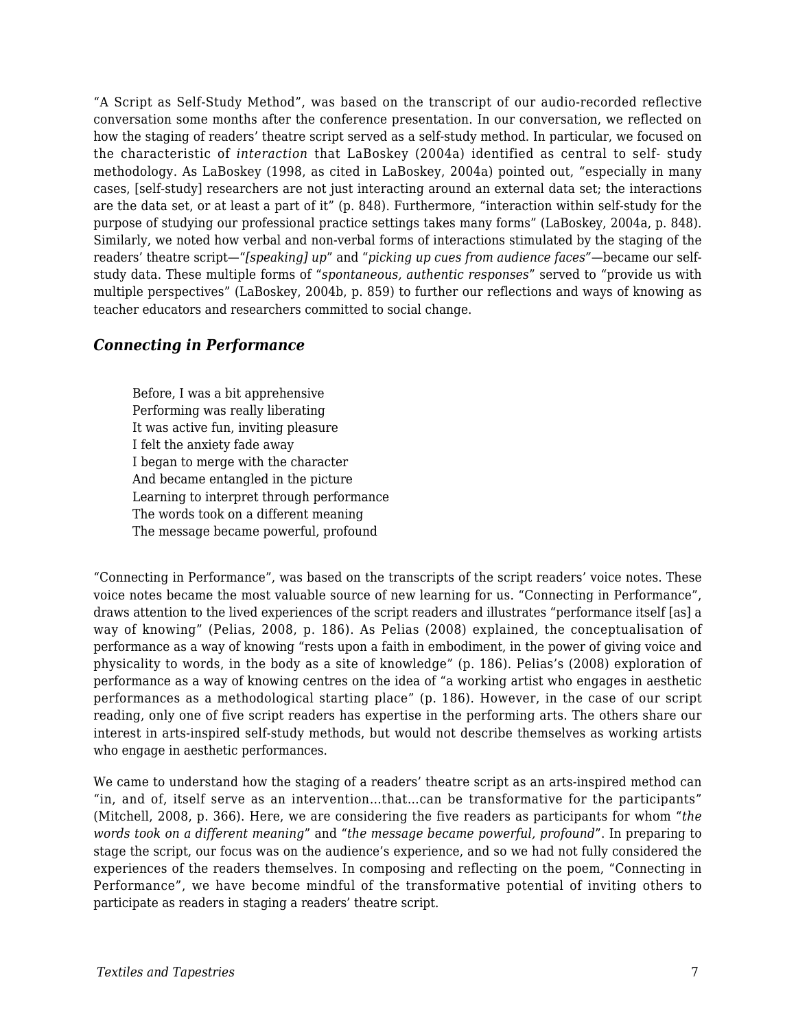"A Script as Self-Study Method", was based on the transcript of our audio-recorded reflective conversation some months after the conference presentation. In our conversation, we reflected on how the staging of readers' theatre script served as a self-study method. In particular, we focused on the characteristic of *interaction* that LaBoskey (2004a) identified as central to self- study methodology. As LaBoskey (1998, as cited in LaBoskey, 2004a) pointed out, "especially in many cases, [self-study] researchers are not just interacting around an external data set; the interactions are the data set, or at least a part of it" (p. 848). Furthermore, "interaction within self-study for the purpose of studying our professional practice settings takes many forms" (LaBoskey, 2004a, p. 848). Similarly, we noted how verbal and non-verbal forms of interactions stimulated by the staging of the readers' theatre script—"*[speaking] up*" and "*picking up cues from audience faces*"—became our self-study data. These multiple forms of "*spontaneous, authentic responses*" served to "provide us with multiple perspectives" (LaBoskey, 2004b, p. 859) to further our reflections and ways of knowing as teacher educators and researchers committed to social change.

### *Connecting in Performance*

> Before, I was a bit apprehensive
> Performing was really liberating
> It was active fun, inviting pleasure
> I felt the anxiety fade away
> I began to merge with the character
> And became entangled in the picture
> Learning to interpret through performance
> The words took on a different meaning
> The message became powerful, profound

"Connecting in Performance", was based on the transcripts of the script readers' voice notes. These voice notes became the most valuable source of new learning for us. "Connecting in Performance", draws attention to the lived experiences of the script readers and illustrates "performance itself [as] a way of knowing" (Pelias, 2008, p. 186). As Pelias (2008) explained, the conceptualisation of performance as a way of knowing "rests upon a faith in embodiment, in the power of giving voice and physicality to words, in the body as a site of knowledge" (p. 186). Pelias's (2008) exploration of performance as a way of knowing centres on the idea of "a working artist who engages in aesthetic performances as a methodological starting place" (p. 186). However, in the case of our script reading, only one of five script readers has expertise in the performing arts. The others share our interest in arts-inspired self-study methods, but would not describe themselves as working artists who engage in aesthetic performances.

We came to understand how the staging of a readers' theatre script as an arts-inspired method can "in, and of, itself serve as an intervention…that…can be transformative for the participants" (Mitchell, 2008, p. 366). Here, we are considering the five readers as participants for whom "*the words took on a different meaning*" and "*the message became powerful, profound*". In preparing to stage the script, our focus was on the audience's experience, and so we had not fully considered the experiences of the readers themselves. In composing and reflecting on the poem, "Connecting in Performance", we have become mindful of the transformative potential of inviting others to participate as readers in staging a readers' theatre script.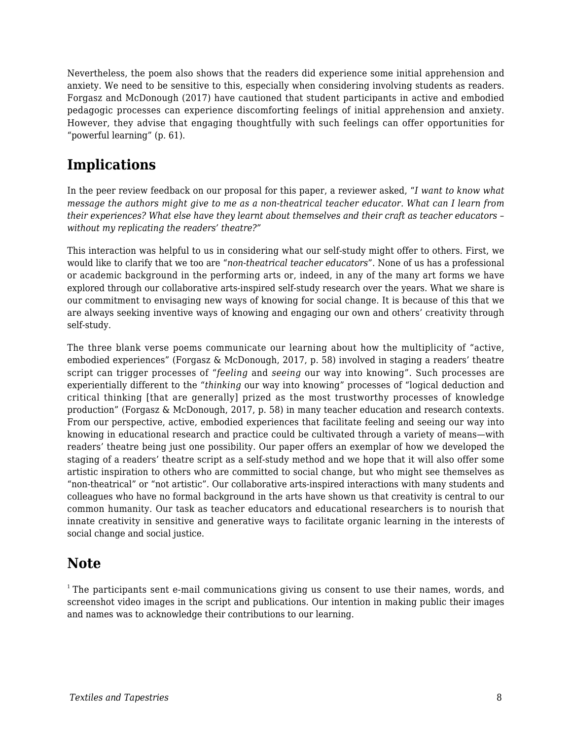Nevertheless, the poem also shows that the readers did experience some initial apprehension and anxiety. We need to be sensitive to this, especially when considering involving students as readers. Forgasz and McDonough (2017) have cautioned that student participants in active and embodied pedagogic processes can experience discomforting feelings of initial apprehension and anxiety. However, they advise that engaging thoughtfully with such feelings can offer opportunities for "powerful learning" (p. 61).

## Implications

In the peer review feedback on our proposal for this paper, a reviewer asked, "*I want to know what message the authors might give to me as a non-theatrical teacher educator. What can I learn from their experiences? What else have they learnt about themselves and their craft as teacher educators – without my replicating the readers' theatre?*"

This interaction was helpful to us in considering what our self-study might offer to others. First, we would like to clarify that we too are "*non-theatrical teacher educators*". None of us has a professional or academic background in the performing arts or, indeed, in any of the many art forms we have explored through our collaborative arts-inspired self-study research over the years. What we share is our commitment to envisaging new ways of knowing for social change. It is because of this that we are always seeking inventive ways of knowing and engaging our own and others' creativity through self-study.

The three blank verse poems communicate our learning about how the multiplicity of "active, embodied experiences" (Forgasz & McDonough, 2017, p. 58) involved in staging a readers' theatre script can trigger processes of "*feeling* and *seeing* our way into knowing". Such processes are experientially different to the "*thinking* our way into knowing" processes of "logical deduction and critical thinking [that are generally] prized as the most trustworthy processes of knowledge production" (Forgasz & McDonough, 2017, p. 58) in many teacher education and research contexts. From our perspective, active, embodied experiences that facilitate feeling and seeing our way into knowing in educational research and practice could be cultivated through a variety of means—with readers' theatre being just one possibility. Our paper offers an exemplar of how we developed the staging of a readers' theatre script as a self-study method and we hope that it will also offer some artistic inspiration to others who are committed to social change, but who might see themselves as "non-theatrical" or "not artistic". Our collaborative arts-inspired interactions with many students and colleagues who have no formal background in the arts have shown us that creativity is central to our common humanity. Our task as teacher educators and educational researchers is to nourish that innate creativity in sensitive and generative ways to facilitate organic learning in the interests of social change and social justice.

## Note

[1] The participants sent e-mail communications giving us consent to use their names, words, and screenshot video images in the script and publications. Our intention in making public their images and names was to acknowledge their contributions to our learning.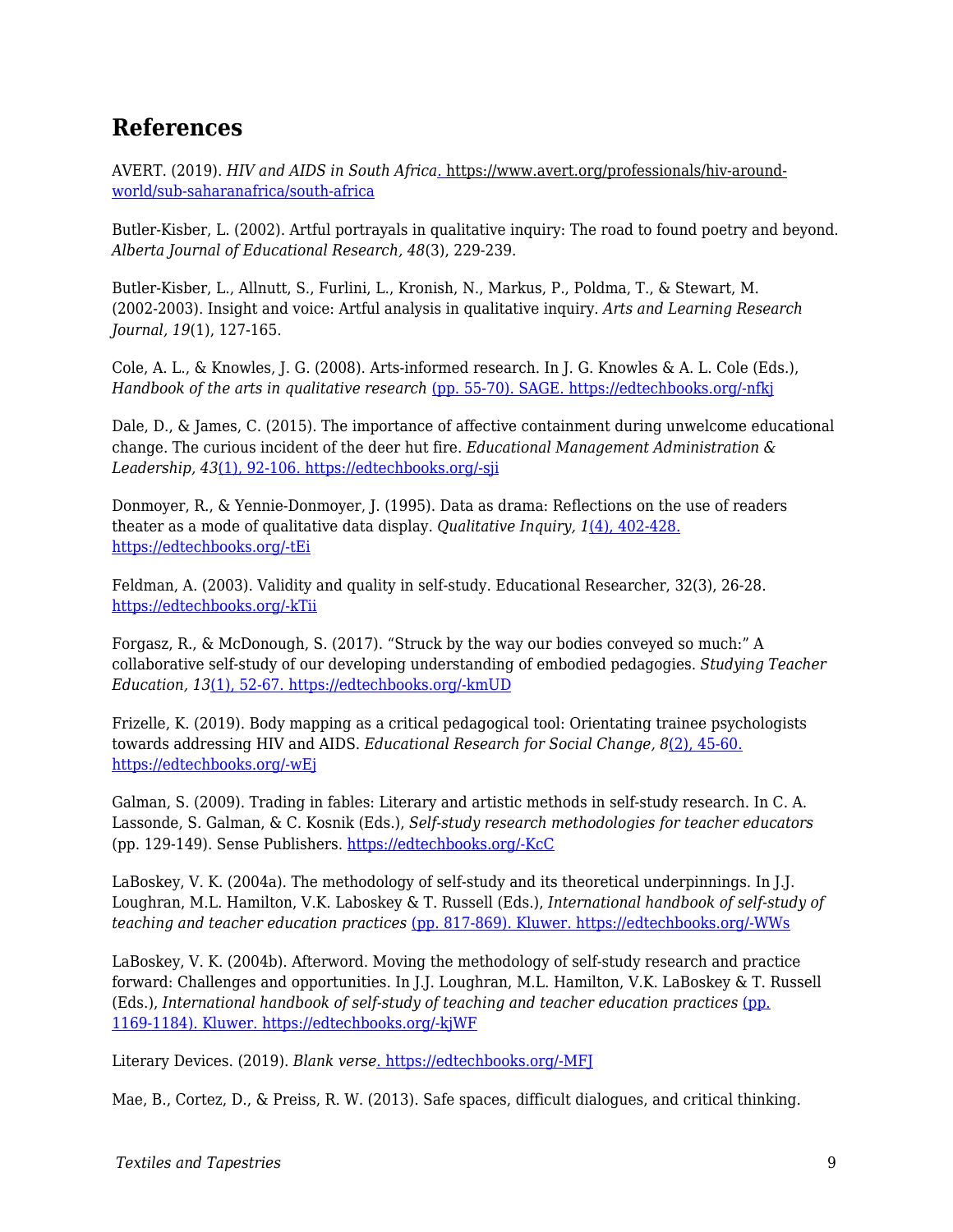## References

AVERT. (2019). *HIV and AIDS in South Africa*. https://www.avert.org/professionals/hiv-around-world/sub-saharanafrica/south-africa

Butler-Kisber, L. (2002). Artful portrayals in qualitative inquiry: The road to found poetry and beyond. *Alberta Journal of Educational Research, 48*(3), 229-239.

Butler-Kisber, L., Allnutt, S., Furlini, L., Kronish, N., Markus, P., Poldma, T., & Stewart, M. (2002-2003). Insight and voice: Artful analysis in qualitative inquiry. *Arts and Learning Research Journal, 19*(1), 127-165.

Cole, A. L., & Knowles, J. G. (2008). Arts-informed research. In J. G. Knowles & A. L. Cole (Eds.), *Handbook of the arts in qualitative research* (pp. 55-70). SAGE. https://edtechbooks.org/-nfkj

Dale, D., & James, C. (2015). The importance of affective containment during unwelcome educational change. The curious incident of the deer hut fire. *Educational Management Administration & Leadership, 43*(1), 92-106. https://edtechbooks.org/-sji

Donmoyer, R., & Yennie-Donmoyer, J. (1995). Data as drama: Reflections on the use of readers theater as a mode of qualitative data display. *Qualitative Inquiry, 1*(4), 402-428. https://edtechbooks.org/-tEi

Feldman, A. (2003). Validity and quality in self-study. Educational Researcher, 32(3), 26-28. https://edtechbooks.org/-kTii

Forgasz, R., & McDonough, S. (2017). "Struck by the way our bodies conveyed so much:" A collaborative self-study of our developing understanding of embodied pedagogies. *Studying Teacher Education, 13*(1), 52-67. https://edtechbooks.org/-kmUD

Frizelle, K. (2019). Body mapping as a critical pedagogical tool: Orientating trainee psychologists towards addressing HIV and AIDS. *Educational Research for Social Change, 8*(2), 45-60. https://edtechbooks.org/-wEj

Galman, S. (2009). Trading in fables: Literary and artistic methods in self-study research. In C. A. Lassonde, S. Galman, & C. Kosnik (Eds.), *Self-study research methodologies for teacher educators* (pp. 129-149). Sense Publishers. https://edtechbooks.org/-KcC

LaBoskey, V. K. (2004a). The methodology of self-study and its theoretical underpinnings. In J.J. Loughran, M.L. Hamilton, V.K. Laboskey & T. Russell (Eds.), *International handbook of self-study of teaching and teacher education practices* (pp. 817-869). Kluwer. https://edtechbooks.org/-WWs

LaBoskey, V. K. (2004b). Afterword. Moving the methodology of self-study research and practice forward: Challenges and opportunities. In J.J. Loughran, M.L. Hamilton, V.K. LaBoskey & T. Russell (Eds.), *International handbook of self-study of teaching and teacher education practices* (pp. 1169-1184). Kluwer. https://edtechbooks.org/-kjWF

Literary Devices. (2019). *Blank verse*. https://edtechbooks.org/-MFJ

Mae, B., Cortez, D., & Preiss, R. W. (2013). Safe spaces, difficult dialogues, and critical thinking.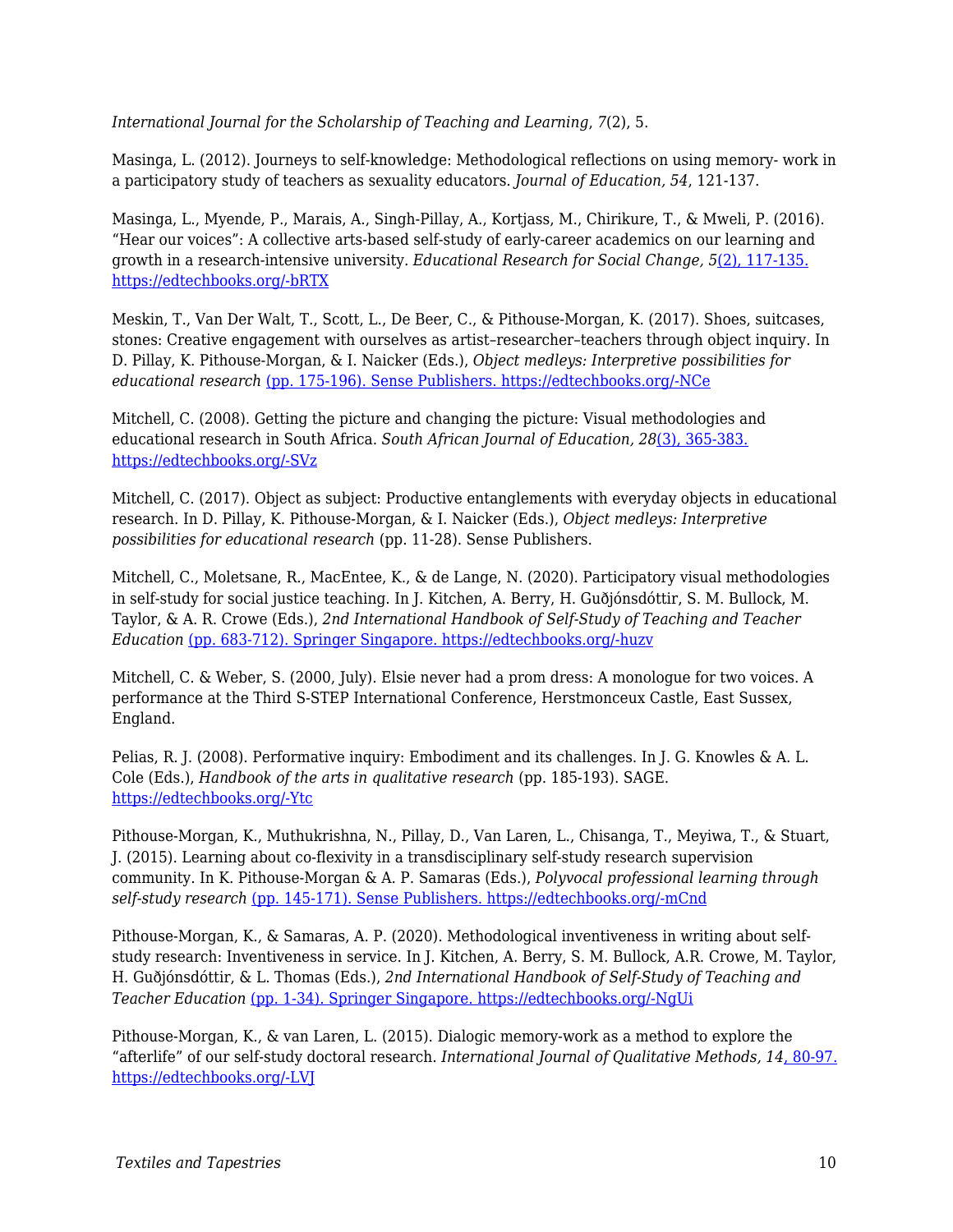*International Journal for the Scholarship of Teaching and Learning, 7*(2), 5.

Masinga, L. (2012). Journeys to self-knowledge: Methodological reflections on using memory- work in a participatory study of teachers as sexuality educators. *Journal of Education, 54*, 121-137.

Masinga, L., Myende, P., Marais, A., Singh-Pillay, A., Kortjass, M., Chirikure, T., & Mweli, P. (2016). “Hear our voices”: A collective arts-based self-study of early-career academics on our learning and growth in a research-intensive university. *Educational Research for Social Change, 5*(2), 117-135. https://edtechbooks.org/-bRTX

Meskin, T., Van Der Walt, T., Scott, L., De Beer, C., & Pithouse-Morgan, K. (2017). Shoes, suitcases, stones: Creative engagement with ourselves as artist–researcher–teachers through object inquiry. In D. Pillay, K. Pithouse-Morgan, & I. Naicker (Eds.), *Object medleys: Interpretive possibilities for educational research* (pp. 175-196). Sense Publishers. https://edtechbooks.org/-NCe

Mitchell, C. (2008). Getting the picture and changing the picture: Visual methodologies and educational research in South Africa. *South African Journal of Education, 28*(3), 365-383. https://edtechbooks.org/-SVz

Mitchell, C. (2017). Object as subject: Productive entanglements with everyday objects in educational research. In D. Pillay, K. Pithouse-Morgan, & I. Naicker (Eds.), *Object medleys: Interpretive possibilities for educational research* (pp. 11-28). Sense Publishers.

Mitchell, C., Moletsane, R., MacEntee, K., & de Lange, N. (2020). Participatory visual methodologies in self-study for social justice teaching. In J. Kitchen, A. Berry, H. Guðjónsdóttir, S. M. Bullock, M. Taylor, & A. R. Crowe (Eds.), *2nd International Handbook of Self-Study of Teaching and Teacher Education* (pp. 683-712). Springer Singapore. https://edtechbooks.org/-huzv

Mitchell, C. & Weber, S. (2000, July). Elsie never had a prom dress: A monologue for two voices. A performance at the Third S-STEP International Conference, Herstmonceux Castle, East Sussex, England.

Pelias, R. J. (2008). Performative inquiry: Embodiment and its challenges. In J. G. Knowles & A. L. Cole (Eds.), *Handbook of the arts in qualitative research* (pp. 185-193). SAGE. https://edtechbooks.org/-Ytc

Pithouse-Morgan, K., Muthukrishna, N., Pillay, D., Van Laren, L., Chisanga, T., Meyiwa, T., & Stuart, J. (2015). Learning about co-flexivity in a transdisciplinary self-study research supervision community. In K. Pithouse-Morgan & A. P. Samaras (Eds.), *Polyvocal professional learning through self-study research* (pp. 145-171). Sense Publishers. https://edtechbooks.org/-mCnd

Pithouse-Morgan, K., & Samaras, A. P. (2020). Methodological inventiveness in writing about self-study research: Inventiveness in service. In J. Kitchen, A. Berry, S. M. Bullock, A.R. Crowe, M. Taylor, H. Guðjónsdóttir, & L. Thomas (Eds.), *2nd International Handbook of Self-Study of Teaching and Teacher Education* (pp. 1-34). Springer Singapore. https://edtechbooks.org/-NgUi

Pithouse-Morgan, K., & van Laren, L. (2015). Dialogic memory-work as a method to explore the “afterlife” of our self-study doctoral research. *International Journal of Qualitative Methods, 14*, 80-97. https://edtechbooks.org/-LVJ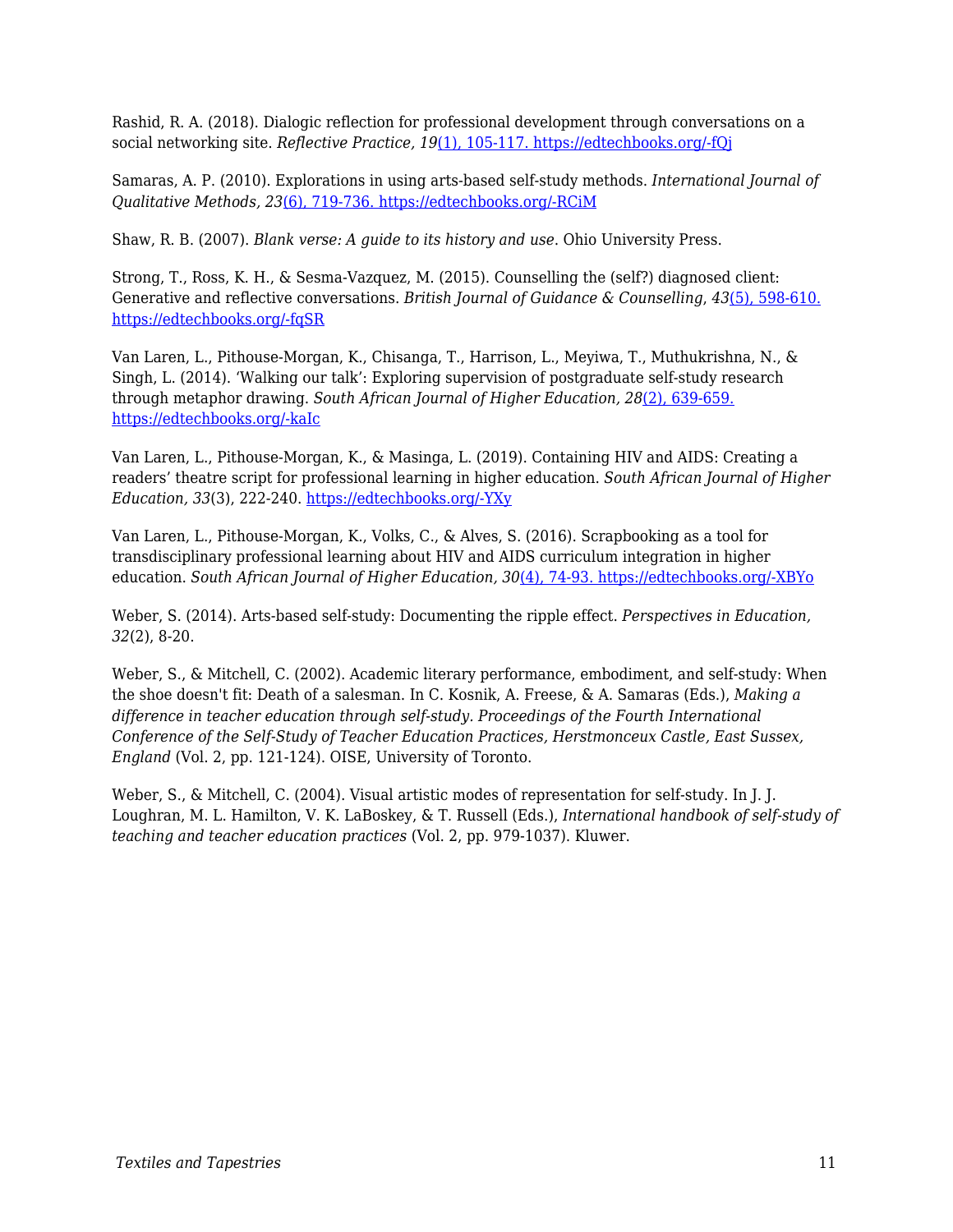Rashid, R. A. (2018). Dialogic reflection for professional development through conversations on a social networking site. *Reflective Practice, 19*(1), 105-117. https://edtechbooks.org/-fQj

Samaras, A. P. (2010). Explorations in using arts-based self-study methods. *International Journal of Qualitative Methods, 23*(6), 719-736. https://edtechbooks.org/-RCiM

Shaw, R. B. (2007). *Blank verse: A guide to its history and use*. Ohio University Press.

Strong, T., Ross, K. H., & Sesma-Vazquez, M. (2015). Counselling the (self?) diagnosed client: Generative and reflective conversations. *British Journal of Guidance & Counselling*, *43*(5), 598-610. https://edtechbooks.org/-fqSR

Van Laren, L., Pithouse-Morgan, K., Chisanga, T., Harrison, L., Meyiwa, T., Muthukrishna, N., & Singh, L. (2014). 'Walking our talk': Exploring supervision of postgraduate self-study research through metaphor drawing. *South African Journal of Higher Education, 28*(2), 639-659. https://edtechbooks.org/-kaIc

Van Laren, L., Pithouse-Morgan, K., & Masinga, L. (2019). Containing HIV and AIDS: Creating a readers' theatre script for professional learning in higher education. *South African Journal of Higher Education, 33*(3), 222-240. https://edtechbooks.org/-YXy

Van Laren, L., Pithouse-Morgan, K., Volks, C., & Alves, S. (2016). Scrapbooking as a tool for transdisciplinary professional learning about HIV and AIDS curriculum integration in higher education. *South African Journal of Higher Education, 30*(4), 74-93. https://edtechbooks.org/-XBYo

Weber, S. (2014). Arts-based self-study: Documenting the ripple effect. *Perspectives in Education, 32*(2), 8-20.

Weber, S., & Mitchell, C. (2002). Academic literary performance, embodiment, and self-study: When the shoe doesn't fit: Death of a salesman. In C. Kosnik, A. Freese, & A. Samaras (Eds.), *Making a difference in teacher education through self-study. Proceedings of the Fourth International Conference of the Self-Study of Teacher Education Practices, Herstmonceux Castle, East Sussex, England* (Vol. 2, pp. 121-124). OISE, University of Toronto.

Weber, S., & Mitchell, C. (2004). Visual artistic modes of representation for self-study. In J. J. Loughran, M. L. Hamilton, V. K. LaBoskey, & T. Russell (Eds.), *International handbook of self-study of teaching and teacher education practices* (Vol. 2, pp. 979-1037). Kluwer.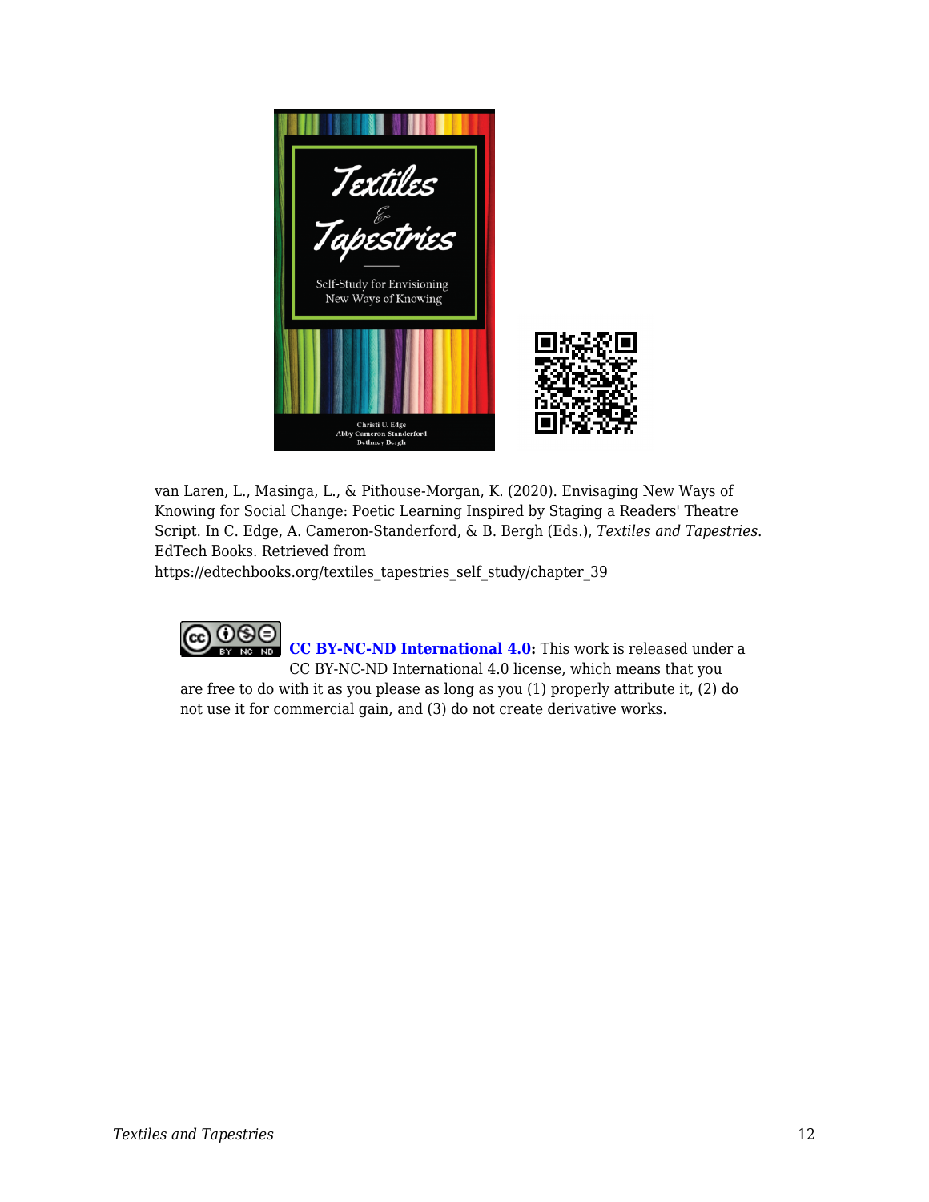van Laren, L., Masinga, L., & Pithouse-Morgan, K. (2020). Envisaging New Ways of Knowing for Social Change: Poetic Learning Inspired by Staging a Readers' Theatre Script. In C. Edge, A. Cameron-Standerford, & B. Bergh (Eds.), *Textiles and Tapestries*. EdTech Books. Retrieved from https://edtechbooks.org/textiles_tapestries_self_study/chapter_39

**[CC BY-NC-ND International 4.0](https://creativecommons.org/licenses/by-nc-nd/4.0/):** This work is released under a CC BY-NC-ND International 4.0 license, which means that you are free to do with it as you please as long as you (1) properly attribute it, (2) do not use it for commercial gain, and (3) do not create derivative works.